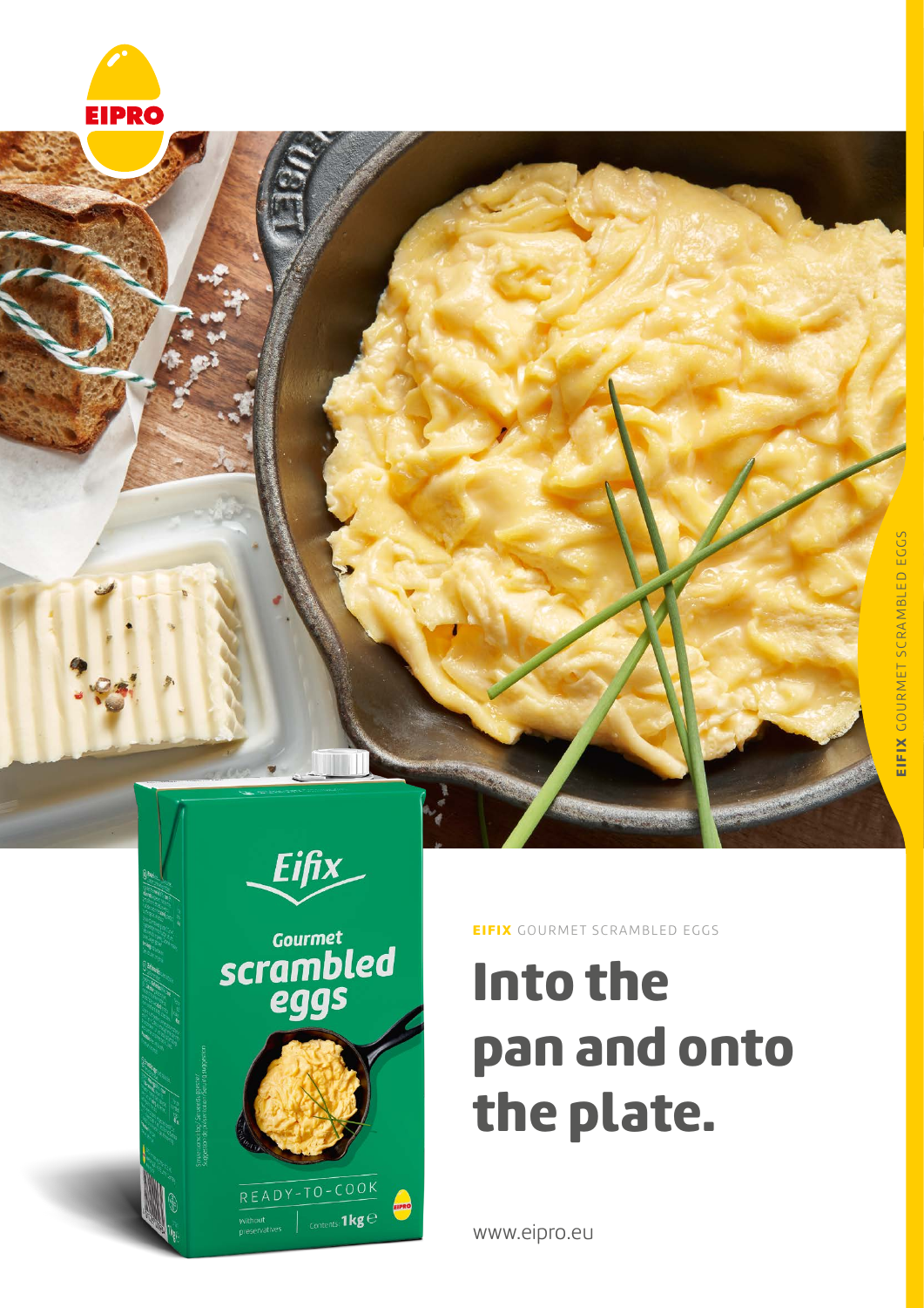EIPRO

**EIFIX** GOURMET SCRAMBLED EGGS

# Into the pan and onto the plate.

www.eipro.eu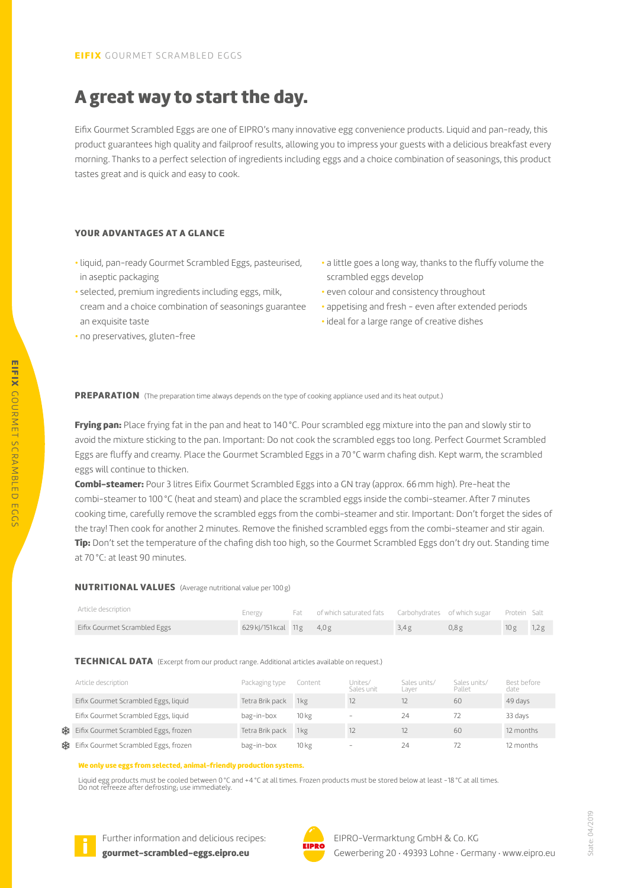**EIFIX** GOURMET SCRAMBLED EGGS

# A great way to start the day.

Eifix Gourmet Scrambled Eggs are one of EIPRO's many innovative egg convenience products. Liquid and pan-ready, this product guarantees high quality and failproof results, allowing you to impress your guests with a delicious breakfast every morning. Thanks to a perfect selection of ingredients including eggs and a choice combination of seasonings, this product tastes great and is quick and easy to cook.

## YOUR ADVANTAGES AT A GLANCE

- liquid, pan-ready Gourmet Scrambled Eggs, pasteurised, in aseptic packaging
- selected, premium ingredients including eggs, milk, cream and a choice combination of seasonings guarantee an exquisite taste
- no preservatives, gluten-free
- a little goes a long way, thanks to the fluffy volume the scrambled eggs develop
- even colour and consistency throughout
- appetising and fresh – even after extended periods
- ideal for a large range of creative dishes

## PREPARATION (The preparation time always depends on the type of cooking appliance used and its heat output.)

**Frying pan:** Place frying fat in the pan and heat to 140 °C. Pour scrambled egg mixture into the pan and slowly stir to avoid the mixture sticking to the pan. Important: Do not cook the scrambled eggs too long. Perfect Gourmet Scrambled Eggs are fluffy and creamy. Place the Gourmet Scrambled Eggs in a 70 °C warm chafing dish. Kept warm, the scrambled eggs will continue to thicken.

**Combi-steamer:** Pour 3 litres Eifix Gourmet Scrambled Eggs into a GN tray (approx. 66 mm high). Pre-heat the combi-steamer to 100 °C (heat and steam) and place the scrambled eggs inside the combi-steamer. After 7 minutes cooking time, carefully remove the scrambled eggs from the combi-steamer and stir. Important: Don't forget the sides of the tray! Then cook for another 2 minutes. Remove the finished scrambled eggs from the combi-steamer and stir again.

**Tip:** Don't set the temperature of the chafing dish too high, so the Gourmet Scrambled Eggs don't dry out. Standing time at 70 °C: at least 90 minutes.

## NUTRITIONAL VALUES (Average nutritional value per 100 g)

| Article description | Energy | Fat | of which saturated fats | Carbohydrates | of which sugar | Protein | Salt |
|---|---|---|---|---|---|---|---|
| Eifix Gourmet Scrambled Eggs | 629 kJ/151 kcal | 11 g | 4,0 g | 3,4 g | 0,8 g | 10 g | 1,2 g |

## TECHNICAL DATA (Excerpt from our product range. Additional articles available on request.)

| Article description | Packaging type | Content | Unites/ Sales unit | Sales units/ Layer | Sales units/ Pallet | Best before date |
|---|---|---|---|---|---|---|
| Eifix Gourmet Scrambled Eggs, liquid | Tetra Brik pack | 1 kg | 12 | 12 | 60 | 49 days |
| Eifix Gourmet Scrambled Eggs, liquid | bag-in-box | 10 kg | – | 24 | 72 | 33 days |
| ❄ Eifix Gourmet Scrambled Eggs, frozen | Tetra Brik pack | 1 kg | 12 | 12 | 60 | 12 months |
| ❄ Eifix Gourmet Scrambled Eggs, frozen | bag-in-box | 10 kg | – | 24 | 72 | 12 months |

**We only use eggs from selected, animal-friendly production systems.**

Liquid egg products must be cooled between 0 °C and +4 °C at all times. Frozen products must be stored below at least -18 °C at all times. Do not refreeze after defrosting; use immediately.

Further information and delicious recipes:
**gourmet-scrambled-eggs.eipro.eu**

EIPRO-Vermarktung GmbH & Co. KG
Gewerbering 20 · 49393 Lohne · Germany · www.eipro.eu

State: 04/2019